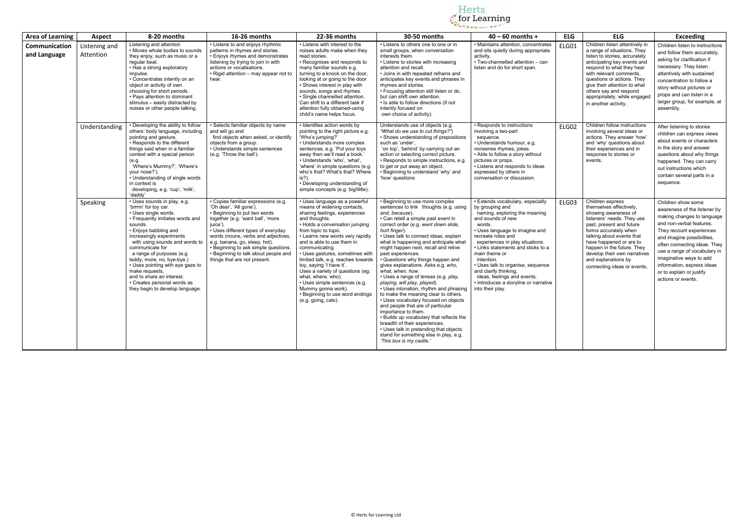| Area of Learning | Aspect | 8-20 months | 16-26 months | 22-36 months | 30-50 months | 40 – 60 months + | ELG | ELG | Exceeding |
|---|---|---|---|---|---|---|---|---|---|
| Communication and Language | Listening and Attention | Listening and attention<br>• Moves whole bodies to sounds they enjoy, such as music or a regular beat.<br>• Has a strong exploratory impulse.<br>• Concentrates intently on an object or activity of own choosing for short periods.<br>• Pays attention to dominant stimulus – easily distracted by noises or other people talking. | • Listens to and enjoys rhythmic patterns in rhymes and stories.<br>• Enjoys rhymes and demonstrates listening by trying to join in with actions or vocalisations.<br>• Rigid attention – may appear not to hear. | • Listens with interest to the noises adults make when they read stories.<br>• Recognises and responds to many familiar sounds e.g. turning to a knock on the door, looking at or going to the door<br>• Shows interest in play with sounds, songs and rhymes.<br>• Single channelled attention. Can shift to a different task if attention fully obtained-using child's name helps focus. | • Listens to others one to one or in small groups, when conversation interests them.<br>• Listens to stories with increasing attention and recall.<br>• Joins in with repeated refrains and anticipates key events and phrases in rhymes and stories.<br>• Focusing attention still listen or do, but can shift own attention.<br>• Is able to follow directions (if not intently focused on own choice of activity). | • Maintains attention, concentrates and sits quietly during appropriate activity.<br>• Two-channelled attention – can listen and do for short span. | ELG01 | Children listen attentively in a range of situations. They listen to stories, accurately anticipating key events and respond to what they hear with relevant comments, questions or actions. They give their attention to what others say and respond appropriately, while engaged in another activity. | Children listen to instructions and follow them accurately, asking for clarification if necessary. They listen attentively with sustained concentration to follow a story without pictures or props and can listen in a larger group, for example, at assembly. |
| | Understanding | • Developing the ability to follow others' body language, including pointing and gesture.<br>• Responds to the different things said when in a familiar context with a special person (e.g. 'Where's Mummy?', 'Where's your nose?').<br>• Understanding of single words in context is developing, e.g. 'cup', 'milk', 'daddy' | • Selects familiar objects by name and will go and find objects when asked, or identify objects from a group.<br>• Understands simple sentences (e.g. 'Throw the ball'). | • Identifies action words by pointing to the right picture e.g. 'Who's jumping?'<br>• Understands more complex sentences, e.g. 'Put your toys away then we'll read a book.'<br>• Understands 'who', 'what', 'where' in simple questions (e.g. who's that? What's that? Where is?).<br>• Developing understanding of simple concepts (e.g. big/little). | Understands use of objects (e.g. *"What do we use to cut things?"*)<br>• Shows understanding of prepositions such as 'under', 'on top', 'behind' by carrying out an action or selecting correct picture.<br>• Responds to simple instructions, e.g. to get or put away an object.<br>• Beginning to understand 'why' and 'how' questions | • Responds to instructions involving a two-part sequence.<br>• Understands humour, e.g. nonsense rhymes, jokes.<br>• Able to follow a story without pictures or props.<br>• Listens and responds to ideas expressed by others in conversation or discussion. | ELG02 | Children follow instructions involving several ideas or actions. They answer 'how' and 'why' questions about their experiences and in response to stories or events. | After listening to stories children can express views about events or characters in the story and answer questions about why things happened. They can carry out instructions which contain several parts in a sequence. |
| | Speaking | • Uses sounds in play, e.g. 'brrrm' for toy car.<br>• Uses single words.<br>• Frequently imitates words and sounds.<br>• Enjoys babbling and increasingly experiments with using sounds and words to communicate for a range of purposes (e.g. teddy, more, no, bye-bye.)<br>• Uses pointing with eye gaze to make requests, and to share an interest.<br>• Creates personal words as they begin to develop language. | • Copies familiar expressions (e.g. 'Oh dear', 'All gone').<br>• Beginning to put two words together (e.g. 'want ball', 'more juice').<br>• Uses different types of everyday words (nouns, verbs and adjectives, e.g. banana, go, sleep, hot).<br>• Beginning to ask simple questions.<br>• Beginning to talk about people and things that are not present. | • Uses language as a powerful means of widening contacts, sharing feelings, experiences and thoughts.<br>• Holds a conversation jumping from topic to topic.<br>• Learns new words very rapidly and is able to use them in communicating.<br>• Uses gestures, sometimes with limited talk, e.g. reaches towards toy, saying 'I have it'.<br>Uses a variety of questions (eg: what, where, who).<br>• Uses simple sentences (e.g. Mummy gonna work).<br>• Beginning to use word endings (e.g. going, cats). | • Beginning to use more complex sentences to link thoughts (e.g. using *and, because*).<br>• Can retell a simple past event in correct order (e.g. *went down slide, hurt finger*).<br>• Uses talk to connect ideas, explain what is happening and anticipate what might happen next, recall and relive past experiences.<br>• Questions why things happen and gives explanations. Asks e.g. *who, what, when, how.*<br>• Uses a range of tenses (e.g. *play, playing, will play, played*).<br>• Uses intonation, rhythm and phrasing to make the meaning clear to others.<br>• Uses vocabulary focused on objects and people that are of particular importance to them.<br>• Builds up vocabulary that reflects the breadth of their experiences.<br>• Uses talk in pretending that objects stand for something else in play, e.g. *'This box is my castle.'* | • Extends vocabulary, especially by grouping and naming, exploring the meaning and sounds of new words.<br>• Uses language to imagine and recreate roles and experiences in play situations.<br>• Links statements and sticks to a main theme or intention.<br>• Uses talk to organise, sequence and clarify thinking, ideas, feelings and events.<br>• Introduces a storyline or narrative into their play. | ELG03 | Children express themselves effectively, showing awareness of listeners' needs. They use past, present and future forms accurately when talking about events that have happened or are to happen in the future. They develop their own narratives and explanations by connecting ideas or events. | Children show some awareness of the listener by making changes to language and non-verbal features. They recount experiences and imagine possibilities, often connecting ideas. They use a range of vocabulary in imaginative ways to add information, express ideas or to explain or justify actions or events. |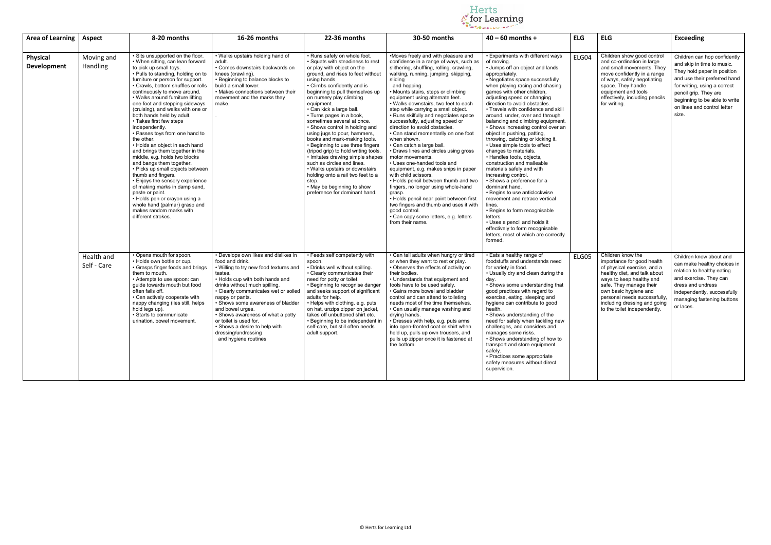| Area of Learning | Aspect | 8-20 months | 16-26 months | 22-36 months | 30-50 months | 40 – 60 months + | ELG | ELG | Exceeding |
|---|---|---|---|---|---|---|---|---|---|
| **Physical Development** | Moving and Handling | • Sits unsupported on the floor. • When sitting, can lean forward to pick up small toys. • Pulls to standing, holding on to furniture or person for support. • Crawls, bottom shuffles or rolls continuously to move around. • Walks around furniture lifting one foot and stepping sideways (cruising), and walks with one or both hands held by adult. • Takes first few steps independently. • Passes toys from one hand to the other. • Holds an object in each hand and brings them together in the middle, e.g. holds two blocks and bangs them together. • Picks up small objects between thumb and fingers. • Enjoys the sensory experience of making marks in damp sand, paste or paint. • Holds pen or crayon using a whole hand (palmar) grasp and makes random marks with different strokes. | • Walks upstairs holding hand of adult. • Comes downstairs backwards on knees (crawling). • Beginning to balance blocks to build a small tower. • Makes connections between their movement and the marks they make. . | • Runs safely on whole foot. • Squats with steadiness to rest or play with object on the ground, and rises to feet without using hands. • Climbs confidently and is beginning to pull themselves up on nursery play climbing equipment. • Can kick a large ball. • Turns pages in a book, sometimes several at once. • Shows control in holding and using jugs to pour, hammers, books and mark-making tools. • Beginning to use three fingers (tripod grip) to hold writing tools. • Imitates drawing simple shapes such as circles and lines. • Walks upstairs or downstairs holding onto a rail two feet to a step. • May be beginning to show preference for dominant hand. | •Moves freely and with pleasure and confidence in a range of ways, such as slithering, shuffling, rolling, crawling, walking, running, jumping, skipping, sliding and hopping. • Mounts stairs, steps or climbing equipment using alternate feet. • Walks downstairs, two feet to each step while carrying a small object. • Runs skilfully and negotiates space successfully, adjusting speed or direction to avoid obstacles. • Can stand momentarily on one foot when shown. • Can catch a large ball. • Draws lines and circles using gross motor movements. • Uses one-handed tools and equipment, e.g. makes snips in paper with child scissors. • Holds pencil between thumb and two fingers, no longer using whole-hand grasp. • Holds pencil near point between first two fingers and thumb and uses it with good control. • Can copy some letters, e.g. letters from their name. | • Experiments with different ways of moving. • Jumps off an object and lands appropriately. • Negotiates space successfully when playing racing and chasing games with other children, adjusting speed or changing direction to avoid obstacles. • Travels with confidence and skill around, under, over and through balancing and climbing equipment. • Shows increasing control over an object in pushing, patting, throwing, catching or kicking it. • Uses simple tools to effect changes to materials. • Handles tools, objects, construction and malleable materials safely and with increasing control. • Shows a preference for a dominant hand. • Begins to use anticlockwise movement and retrace vertical lines. • Begins to form recognisable letters. • Uses a pencil and holds it effectively to form recognisable letters, most of which are correctly formed. | ELG04 | Children show good control and co-ordination in large and small movements. They move confidently in a range of ways, safely negotiating space. They handle equipment and tools effectively, including pencils for writing. | Children can hop confidently and skip in time to music. They hold paper in position and use their preferred hand for writing, using a correct pencil grip. They are beginning to be able to write on lines and control letter size. |
| | Health and Self - Care | • Opens mouth for spoon. • Holds own bottle or cup. • Grasps finger foods and brings them to mouth. • Attempts to use spoon: can guide towards mouth but food often falls off. • Can actively cooperate with nappy changing (lies still, helps hold legs up). • Starts to communicate urination, bowel movement. | • Develops own likes and dislikes in food and drink. • Willing to try new food textures and tastes. • Holds cup with both hands and drinks without much spilling. • Clearly communicates wet or soiled nappy or pants. • Shows some awareness of bladder and bowel urges. • Shows awareness of what a potty or toilet is used for. • Shows a desire to help with dressing/undressing and hygiene routines | • Feeds self competently with spoon. • Drinks well without spilling. • Clearly communicates their need for potty or toilet. • Beginning to recognise danger and seeks support of significant adults for help. • Helps with clothing, e.g. puts on hat, unzips zipper on jacket, takes off unbuttoned shirt etc. • Beginning to be independent in self-care, but still often needs adult support. | • Can tell adults when hungry or tired or when they want to rest or play. • Observes the effects of activity on their bodies. • Understands that equipment and tools have to be used safely. • Gains more bowel and bladder control and can attend to toileting needs most of the time themselves. • Can usually manage washing and drying hands. • Dresses with help, e.g. puts arms into open-fronted coat or shirt when held up, pulls up own trousers, and pulls up zipper once it is fastened at the bottom. | • Eats a healthy range of foodstuffs and understands need for variety in food. • Usually dry and clean during the day. • Shows some understanding that good practices with regard to exercise, eating, sleeping and hygiene can contribute to good health. • Shows understanding of the need for safety when tackling new challenges, and considers and manages some risks. • Shows understanding of how to transport and store equipment safely. • Practices some appropriate safety measures without direct supervision. | ELG05 | Children know the importance for good health of physical exercise, and a healthy diet, and talk about ways to keep healthy and safe. They manage their own basic hygiene and personal needs successfully, including dressing and going to the toilet independently. | Children know about and can make healthy choices in relation to healthy eating and exercise. They can dress and undress independently, successfully managing fastening buttons or laces. |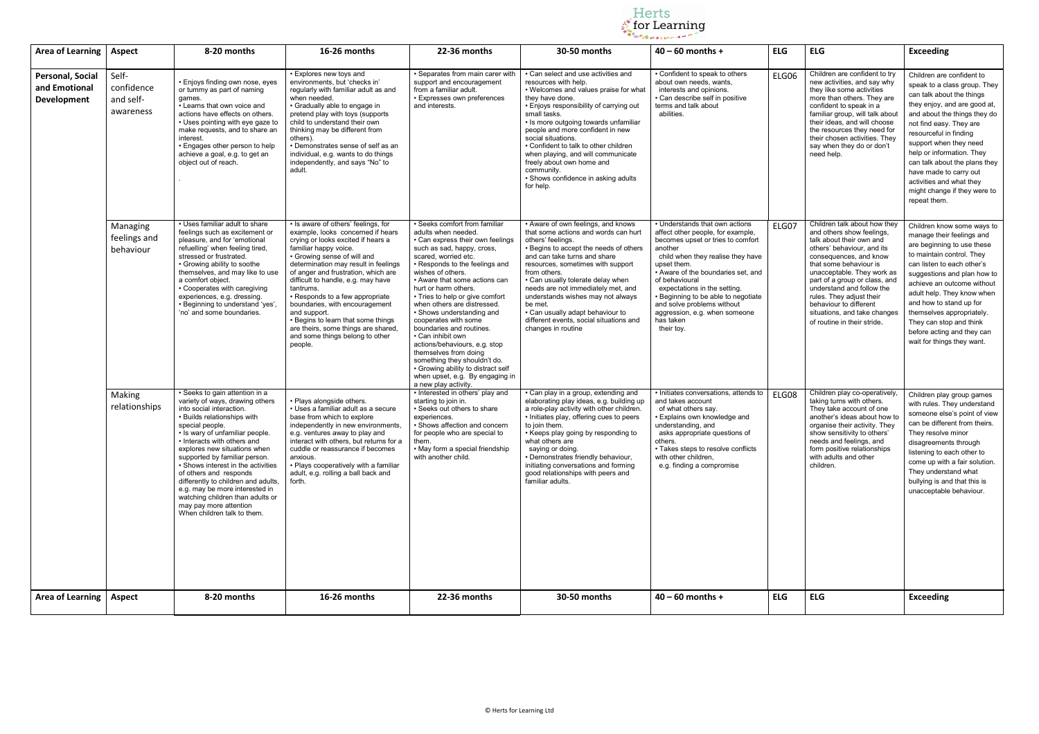| Area of Learning | Aspect | 8-20 months | 16-26 months | 22-36 months | 30-50 months | 40 – 60 months + | ELG | ELG | Exceeding |
|---|---|---|---|---|---|---|---|---|---|
| **Personal, Social and Emotional Development** | Self-confidence and self-awareness | • Enjoys finding own nose, eyes or tummy as part of naming games. • Learns that own voice and actions have effects on others. • Uses pointing with eye gaze to make requests, and to share an interest. • Engages other person to help achieve a goal, e.g. to get an object out of reach. . | • Explores new toys and environments, but 'checks in' regularly with familiar adult as and when needed. • Gradually able to engage in pretend play with toys (supports child to understand their own thinking may be different from others). • Demonstrates sense of self as an individual, e.g. wants to do things independently, and says "No" to adult. | • Separates from main carer with support and encouragement from a familiar adult. • Expresses own preferences and interests. | • Can select and use activities and resources with help. • Welcomes and values praise for what they have done. • Enjoys responsibility of carrying out small tasks. • Is more outgoing towards unfamiliar people and more confident in new social situations. • Confident to talk to other children when playing, and will communicate freely about own home and community. • Shows confidence in asking adults for help. | • Confident to speak to others about own needs, wants, interests and opinions. • Can describe self in positive terms and talk about abilities. | ELG06 | Children are confident to try new activities, and say why they like some activities more than others. They are confident to speak in a familiar group, will talk about their ideas, and will choose the resources they need for their chosen activities. They say when they do or don't need help. | Children are confident to speak to a class group. They can talk about the things they enjoy, and are good at, and about the things they do not find easy. They are resourceful in finding support when they need help or information. They can talk about the plans they have made to carry out activities and what they might change if they were to repeat them. |
| | Managing feelings and behaviour | • Uses familiar adult to share feelings such as excitement or pleasure, and for 'emotional refuelling' when feeling tired, stressed or frustrated. • Growing ability to soothe themselves, and may like to use a comfort object. • Cooperates with caregiving experiences, e.g. dressing. • Beginning to understand 'yes', 'no' and some boundaries. | • Is aware of others' feelings, for example, looks concerned if hears crying or looks excited if hears a familiar happy voice. • Growing sense of will and determination may result in feelings of anger and frustration, which are difficult to handle, e.g. may have tantrums. • Responds to a few appropriate boundaries, with encouragement and support. • Begins to learn that some things are theirs, some things are shared, and some things belong to other people. | • Seeks comfort from familiar adults when needed. • Can express their own feelings such as sad, happy, cross, scared, worried etc. • Responds to the feelings and wishes of others. • Aware that some actions can hurt or harm others. • Tries to help or give comfort when others are distressed. • Shows understanding and cooperates with some boundaries and routines. • Can inhibit own actions/behaviours, e.g. stop themselves from doing something they shouldn't do. • Growing ability to distract self when upset, e.g. By engaging in a new play activity. | • Aware of own feelings, and knows that some actions and words can hurt others' feelings. • Begins to accept the needs of others and can take turns and share resources, sometimes with support from others. • Can usually tolerate delay when needs are not immediately met, and understands wishes may not always be met. • Can usually adapt behaviour to different events, social situations and changes in routine | • Understands that own actions affect other people, for example, becomes upset or tries to comfort another child when they realise they have upset them. • Aware of the boundaries set, and of behavioural expectations in the setting. • Beginning to be able to negotiate and solve problems without aggression, e.g. when someone has taken their toy. | ELG07 | Children talk about how they and others show feelings, talk about their own and others' behaviour, and its consequences, and know that some behaviour is unacceptable. They work as part of a group or class, and understand and follow the rules. They adjust their behaviour to different situations, and take changes of routine in their stride. | Children know some ways to manage their feelings and are beginning to use these to maintain control. They can listen to each other's suggestions and plan how to achieve an outcome without adult help. They know when and how to stand up for themselves appropriately. They can stop and think before acting and they can wait for things they want. |
| | Making relationships | • Seeks to gain attention in a variety of ways, drawing others into social interaction. • Builds relationships with special people. • Is wary of unfamiliar people. • Interacts with others and explores new situations when supported by familiar person. • Shows interest in the activities of others and responds differently to children and adults, e.g. may be more interested in watching children than adults or may pay more attention When children talk to them. | • Plays alongside others. • Uses a familiar adult as a secure base from which to explore independently in new environments, e.g. ventures away to play and interact with others, but returns for a cuddle or reassurance if becomes anxious. • Plays cooperatively with a familiar adult, e.g. rolling a ball back and forth. | • Interested in others' play and starting to join in. • Seeks out others to share experiences. • Shows affection and concern for people who are special to them. • May form a special friendship with another child. | • Can play in a group, extending and elaborating play ideas, e.g. building up a role-play activity with other children. • Initiates play, offering cues to peers to join them. • Keeps play going by responding to what others are saying or doing. • Demonstrates friendly behaviour, initiating conversations and forming good relationships with peers and familiar adults. | • Initiates conversations, attends to and takes account of what others say. • Explains own knowledge and understanding, and asks appropriate questions of others. • Takes steps to resolve conflicts with other children, e.g. finding a compromise | ELG08 | Children play co-operatively, taking turns with others. They take account of one another's ideas about how to organise their activity. They show sensitivity to others' needs and feelings, and form positive relationships with adults and other children. | Children play group games with rules. They understand someone else's point of view can be different from theirs. They resolve minor disagreements through listening to each other to come up with a fair solution. They understand what bullying is and that this is unacceptable behaviour. |
| **Area of Learning** | **Aspect** | **8-20 months** | **16-26 months** | **22-36 months** | **30-50 months** | **40 – 60 months +** | **ELG** | **ELG** | **Exceeding** |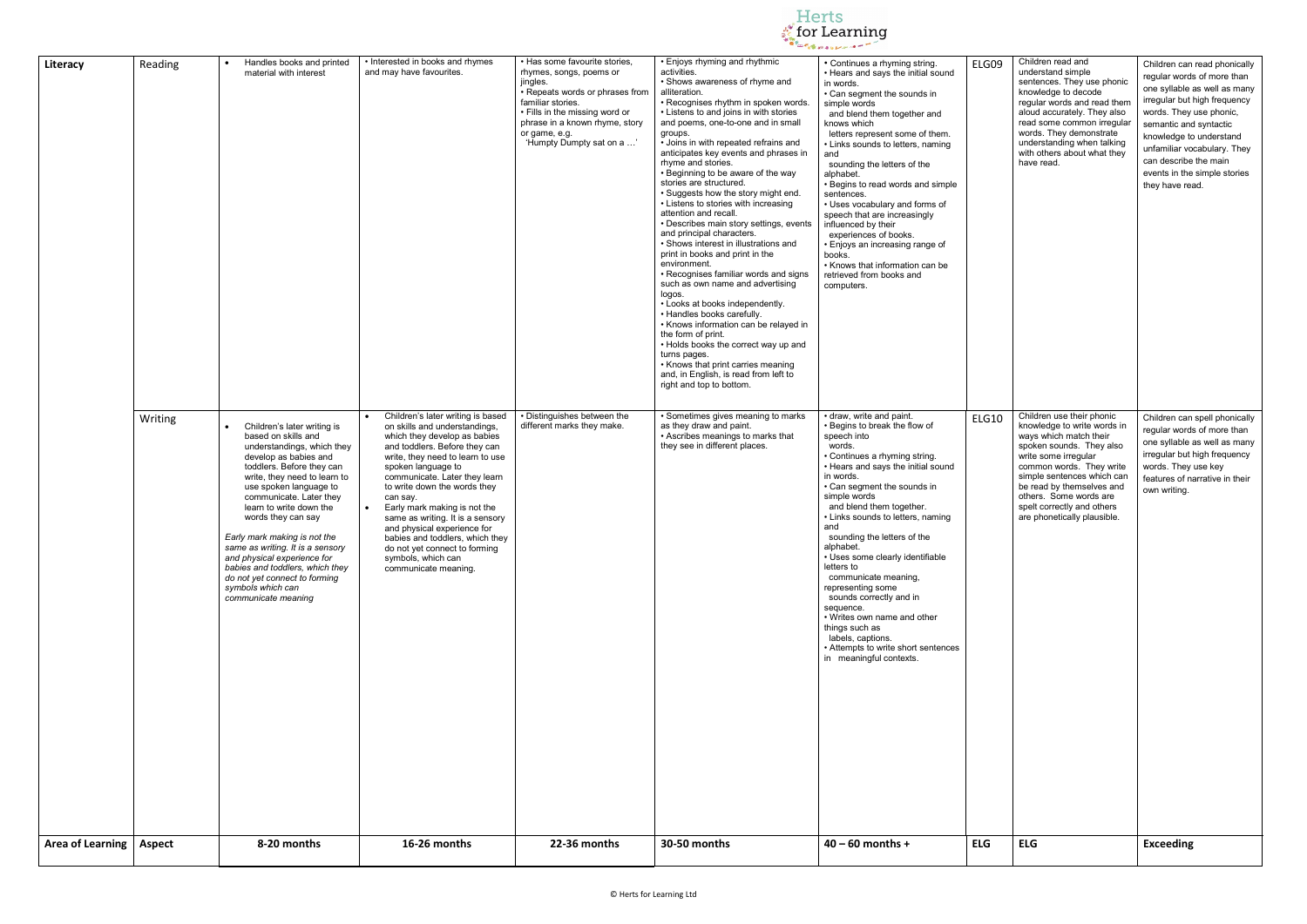| Literacy | Reading | • Handles books and printed material with interest | • Interested in books and rhymes and may have favourites. | • Has some favourite stories, rhymes, songs, poems or jingles. • Repeats words or phrases from familiar stories. • Fills in the missing word or phrase in a known rhyme, story or game, e.g. 'Humpty Dumpty sat on a …' | • Enjoys rhyming and rhythmic activities. • Shows awareness of rhyme and alliteration. • Recognises rhythm in spoken words. • Listens to and joins in with stories and poems, one-to-one and in small groups. • Joins in with repeated refrains and anticipates key events and phrases in rhyme and stories. • Beginning to be aware of the way stories are structured. • Suggests how the story might end. • Listens to stories with increasing attention and recall. • Describes main story settings, events and principal characters. • Shows interest in illustrations and print in books and print in the environment. • Recognises familiar words and signs such as own name and advertising logos. • Looks at books independently. • Handles books carefully. • Knows information can be relayed in the form of print. • Holds books the correct way up and turns pages. • Knows that print carries meaning and, in English, is read from left to right and top to bottom. | • Continues a rhyming string. • Hears and says the initial sound in words. • Can segment the sounds in simple words and blend them together and knows which letters represent some of them. • Links sounds to letters, naming and sounding the letters of the alphabet. • Begins to read words and simple sentences. • Uses vocabulary and forms of speech that are increasingly influenced by their experiences of books. • Enjoys an increasing range of books. • Knows that information can be retrieved from books and computers. | ELG09 | Children read and understand simple sentences. They use phonic knowledge to decode regular words and read them aloud accurately. They also read some common irregular words. They demonstrate understanding when talking with others about what they have read. | Children can read phonically regular words of more than one syllable as well as many irregular but high frequency words. They use phonic, semantic and syntactic knowledge to understand unfamiliar vocabulary. They can describe the main events in the simple stories they have read. |
|---|---|---|---|---|---|---|---|---|---|
| | Writing | • Children's later writing is based on skills and understandings, which they develop as babies and toddlers. Before they can write, they need to learn to use spoken language to communicate. Later they learn to write down the words they can say *Early mark making is not the same as writing. It is a sensory and physical experience for babies and toddlers, which they do not yet connect to forming symbols which can communicate meaning* | • Children's later writing is based on skills and understandings, which they develop as babies and toddlers. Before they can write, they need to learn to use spoken language to communicate. Later they learn to write down the words they can say. • Early mark making is not the same as writing. It is a sensory and physical experience for babies and toddlers, which they do not yet connect to forming symbols, which can communicate meaning. | • Distinguishes between the different marks they make. | • Sometimes gives meaning to marks as they draw and paint. • Ascribes meanings to marks that they see in different places. | • draw, write and paint. • Begins to break the flow of speech into words. • Continues a rhyming string. • Hears and says the initial sound in words. • Can segment the sounds in simple words and blend them together. • Links sounds to letters, naming and sounding the letters of the alphabet. • Uses some clearly identifiable letters to communicate meaning, representing some sounds correctly and in sequence. • Writes own name and other things such as labels, captions. • Attempts to write short sentences in meaningful contexts. | ELG10 | Children use their phonic knowledge to write words in ways which match their spoken sounds. They also write some irregular common words. They write simple sentences which can be read by themselves and others. Some words are spelt correctly and others are phonetically plausible. | Children can spell phonically regular words of more than one syllable as well as many irregular but high frequency words. They use key features of narrative in their own writing. |
| **Area of Learning** | **Aspect** | **8-20 months** | **16-26 months** | **22-36 months** | **30-50 months** | **40 – 60 months +** | **ELG** | **ELG** | **Exceeding** |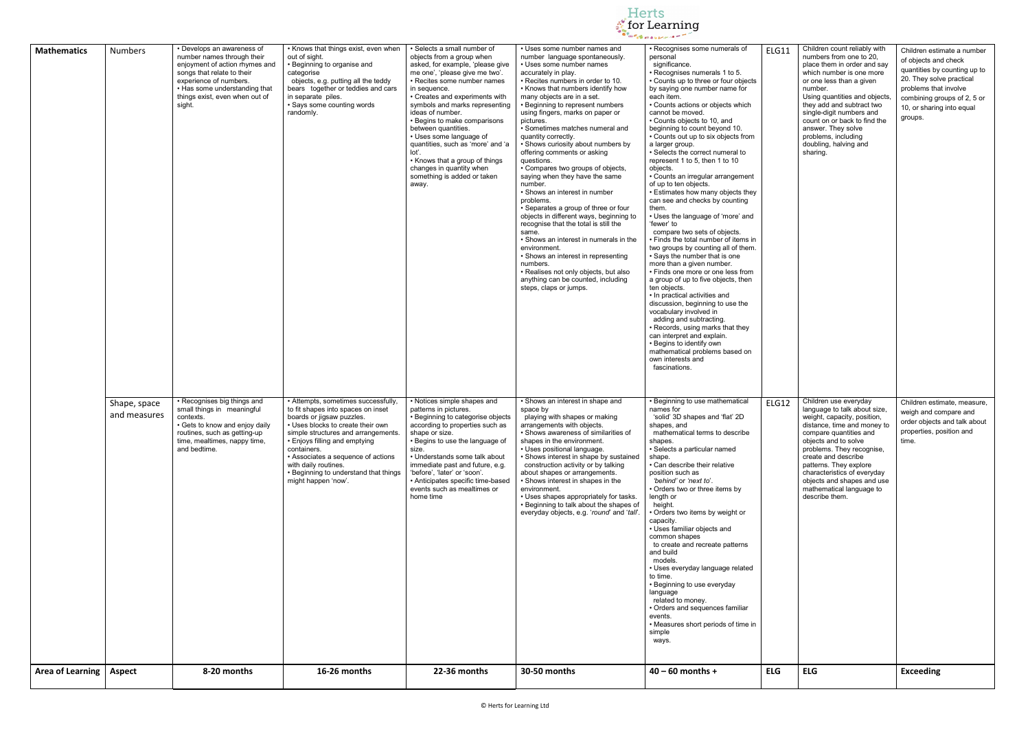| Area of Learning | Aspect | 8-20 months | 16-26 months | 22-36 months | 30-50 months | 40 – 60 months + | ELG | ELG | Exceeding |
|---|---|---|---|---|---|---|---|---|---|
| **Mathematics** | Numbers | • Develops an awareness of number names through their enjoyment of action rhymes and songs that relate to their experience of numbers.<br>• Has some understanding that things exist, even when out of sight. | • Knows that things exist, even when out of sight.<br>• Beginning to organise and categorise objects, e.g. putting all the teddy bears together or teddies and cars in separate piles.<br>• Says some counting words randomly. | • Selects a small number of objects from a group when asked, for example, 'please give me one', 'please give me two'.<br>• Recites some number names in sequence.<br>• Creates and experiments with symbols and marks representing ideas of number.<br>• Begins to make comparisons between quantities.<br>• Uses some language of quantities, such as 'more' and 'a lot'.<br>• Knows that a group of things changes in quantity when something is added or taken away. | • Uses some number names and number language spontaneously.<br>• Uses some number names accurately in play.<br>• Recites numbers in order to 10.<br>• Knows that numbers identify how many objects are in a set.<br>• Beginning to represent numbers using fingers, marks on paper or pictures.<br>• Sometimes matches numeral and quantity correctly.<br>• Shows curiosity about numbers by offering comments or asking questions.<br>• Compares two groups of objects, saying when they have the same number.<br>• Shows an interest in number problems.<br>• Separates a group of three or four objects in different ways, beginning to recognise that the total is still the same.<br>• Shows an interest in numerals in the environment.<br>• Shows an interest in representing numbers.<br>• Realises not only objects, but also anything can be counted, including steps, claps or jumps. | • Recognises some numerals of personal significance.<br>• Recognises numerals 1 to 5.<br>• Counts up to three or four objects by saying one number name for each item.<br>• Counts actions or objects which cannot be moved.<br>• Counts objects to 10, and beginning to count beyond 10.<br>• Counts out up to six objects from a larger group.<br>• Selects the correct numeral to represent 1 to 5, then 1 to 10 objects.<br>• Counts an irregular arrangement of up to ten objects.<br>• Estimates how many objects they can see and checks by counting them.<br>• Uses the language of 'more' and 'fewer' to compare two sets of objects.<br>• Finds the total number of items in two groups by counting all of them.<br>• Says the number that is one more than a given number.<br>• Finds one more or one less from a group of up to five objects, then ten objects.<br>• In practical activities and discussion, beginning to use the vocabulary involved in adding and subtracting.<br>• Records, using marks that they can interpret and explain.<br>• Begins to identify own mathematical problems based on own interests and fascinations. | ELG11 | Children count reliably with numbers from one to 20, place them in order and say which number is one more or one less than a given number. Using quantities and objects, they add and subtract two single-digit numbers and count on or back to find the answer. They solve problems, including doubling, halving and sharing. | Children estimate a number of objects and check quantities by counting up to 20. They solve practical problems that involve combining groups of 2, 5 or 10, or sharing into equal groups. |
| | Shape, space and measures | • Recognises big things and small things in meaningful contexts.<br>• Gets to know and enjoy daily routines, such as getting-up time, mealtimes, nappy time, and bedtime. | • Attempts, sometimes successfully, to fit shapes into spaces on inset boards or jigsaw puzzles.<br>• Uses blocks to create their own simple structures and arrangements.<br>• Enjoys filling and emptying containers.<br>• Associates a sequence of actions with daily routines.<br>• Beginning to understand that things might happen 'now'. | • Notices simple shapes and patterns in pictures.<br>• Beginning to categorise objects according to properties such as shape or size.<br>• Begins to use the language of size.<br>• Understands some talk about immediate past and future, e.g. 'before', 'later' or 'soon'.<br>• Anticipates specific time-based events such as mealtimes or home time | • Shows an interest in shape and space by playing with shapes or making arrangements with objects.<br>• Shows awareness of similarities of shapes in the environment.<br>• Uses positional language.<br>• Shows interest in shape by sustained construction activity or by talking about shapes or arrangements.<br>• Shows interest in shapes in the environment.<br>• Uses shapes appropriately for tasks.<br>• Beginning to talk about the shapes of everyday objects, e.g. '*round*' and '*tall*'. | • Beginning to use mathematical names for 'solid' 3D shapes and 'flat' 2D shapes, and mathematical terms to describe shapes.<br>• Selects a particular named shape.<br>• Can describe their relative position such as '*behind*' or '*next to*'.<br>• Orders two or three items by length or height.<br>• Orders two items by weight or capacity.<br>• Uses familiar objects and common shapes to create and recreate patterns and build models.<br>• Uses everyday language related to time.<br>• Beginning to use everyday language related to money.<br>• Orders and sequences familiar events.<br>• Measures short periods of time in simple ways. | ELG12 | Children use everyday language to talk about size, weight, capacity, position, distance, time and money to compare quantities and objects and to solve problems. They recognise, create and describe patterns. They explore characteristics of everyday objects and shapes and use mathematical language to describe them. | Children estimate, measure, weigh and compare and order objects and talk about properties, position and time. |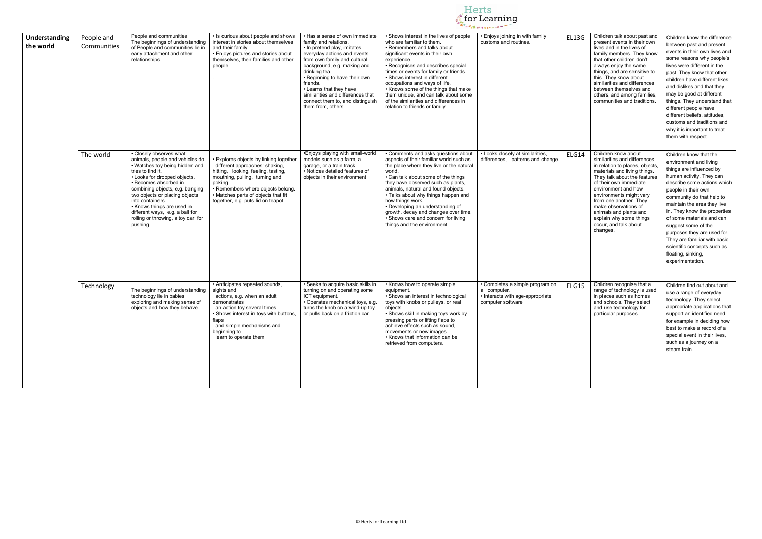| | | | | | | | | | |
|---|---|---|---|---|---|---|---|---|---|
| **Understanding the world** | People and Communities | People and communities<br>The beginnings of understanding of People and communities lie in early attachment and other relationships. | • Is curious about people and shows interest in stories about themselves and their family.<br>• Enjoys pictures and stories about themselves, their families and other people.<br>. | • Has a sense of own immediate family and relations.<br>• In pretend play, imitates everyday actions and events from own family and cultural background, e.g. making and drinking tea.<br>• Beginning to have their own friends.<br>• Learns that they have similarities and differences that connect them to, and distinguish them from, others. | • Shows interest in the lives of people who are familiar to them.<br>• Remembers and talks about significant events in their own experience.<br>• Recognises and describes special times or events for family or friends.<br>• Shows interest in different occupations and ways of life.<br>• Knows some of the things that make them unique, and can talk about some of the similarities and differences in relation to friends or family. | • Enjoys joining in with family customs and routines. | EL13G | Children talk about past and present events in their own lives and in the lives of family members. They know that other children don't always enjoy the same things, and are sensitive to this. They know about similarities and differences between themselves and others, and among families, communities and traditions. | Children know the difference between past and present events in their own lives and some reasons why people's lives were different in the past. They know that other children have different likes and dislikes and that they may be good at different things. They understand that different people have different beliefs, attitudes, customs and traditions and why it is important to treat them with respect. |
| | The world | • Closely observes what animals, people and vehicles do.<br>• Watches toy being hidden and tries to find it.<br>• Looks for dropped objects.<br>• Becomes absorbed in combining objects, e.g. banging two objects or placing objects into containers.<br>• Knows things are used in different ways, e.g. a ball for rolling or throwing, a toy car for pushing. | • Explores objects by linking together different approaches: shaking, hitting, looking, feeling, tasting, mouthing, pulling, turning and poking.<br>• Remembers where objects belong.<br>• Matches parts of objects that fit together, e.g. puts lid on teapot. | •Enjoys playing with small-world models such as a farm, a garage, or a train track.<br>• Notices detailed features of objects in their environment | • Comments and asks questions about aspects of their familiar world such as the place where they live or the natural world.<br>• Can talk about some of the things they have observed such as plants, animals, natural and found objects.<br>• Talks about why things happen and how things work.<br>• Developing an understanding of growth, decay and changes over time.<br>• Shows care and concern for living things and the environment. | • Looks closely at similarities, differences, patterns and change. | ELG14 | Children know about similarities and differences in relation to places, objects, materials and living things. They talk about the features of their own immediate environment and how environments might vary from one another. They make observations of animals and plants and explain why some things occur, and talk about changes. | Children know that the environment and living things are influenced by human activity. They can describe some actions which people in their own community do that help to maintain the area they live in. They know the properties of some materials and can suggest some of the purposes they are used for. They are familiar with basic scientific concepts such as floating, sinking, experimentation. |
| | Technology | The beginnings of understanding technology lie in babies exploring and making sense of objects and how they behave. | • Anticipates repeated sounds, sights and actions, e.g. when an adult demonstrates an action toy several times.<br>• Shows interest in toys with buttons, flaps and simple mechanisms and beginning to learn to operate them | • Seeks to acquire basic skills in turning on and operating some ICT equipment.<br>• Operates mechanical toys, e.g. turns the knob on a wind-up toy or pulls back on a friction car. | • Knows how to operate simple equipment.<br>• Shows an interest in technological toys with knobs or pulleys, or real objects.<br>• Shows skill in making toys work by pressing parts or lifting flaps to achieve effects such as sound, movements or new images.<br>• Knows that information can be retrieved from computers. | • Completes a simple program on a computer.<br>• Interacts with age-appropriate computer software | ELG15 | Children recognise that a range of technology is used in places such as homes and schools. They select and use technology for particular purposes. | Children find out about and use a range of everyday technology. They select appropriate applications that support an identified need – for example in deciding how best to make a record of a special event in their lives, such as a journey on a steam train. |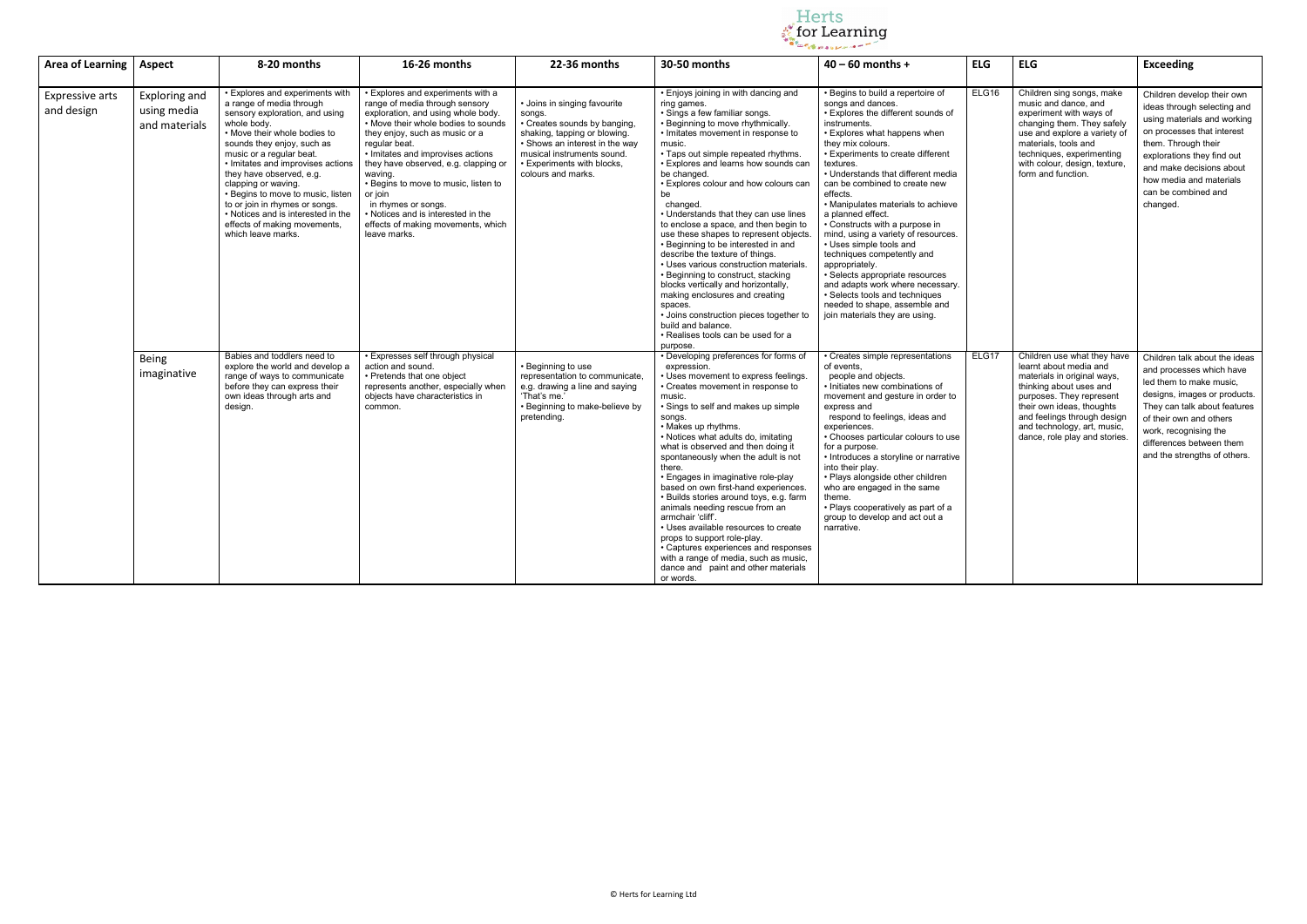| Area of Learning | Aspect | 8-20 months | 16-26 months | 22-36 months | 30-50 months | 40 – 60 months + | ELG | ELG | Exceeding |
|---|---|---|---|---|---|---|---|---|---|
| Expressive arts and design | Exploring and using media and materials | • Explores and experiments with a range of media through sensory exploration, and using whole body. • Move their whole bodies to sounds they enjoy, such as music or a regular beat. • Imitates and improvises actions they have observed, e.g. clapping or waving. • Begins to move to music, listen to or join in rhymes or songs. • Notices and is interested in the effects of making movements, which leave marks. | • Explores and experiments with a range of media through sensory exploration, and using whole body. • Move their whole bodies to sounds they enjoy, such as music or a regular beat. • Imitates and improvises actions they have observed, e.g. clapping or waving. • Begins to move to music, listen to or join in rhymes or songs. • Notices and is interested in the effects of making movements, which leave marks. | • Joins in singing favourite songs. • Creates sounds by banging, shaking, tapping or blowing. • Shows an interest in the way musical instruments sound. • Experiments with blocks, colours and marks. | • Enjoys joining in with dancing and ring games. • Sings a few familiar songs. • Beginning to move rhythmically. • Imitates movement in response to music. • Taps out simple repeated rhythms. • Explores and learns how sounds can be changed. • Explores colour and how colours can be changed. • Understands that they can use lines to enclose a space, and then begin to use these shapes to represent objects. • Beginning to be interested in and describe the texture of things. • Uses various construction materials. • Beginning to construct, stacking blocks vertically and horizontally, making enclosures and creating spaces. • Joins construction pieces together to build and balance. • Realises tools can be used for a purpose. | • Begins to build a repertoire of songs and dances. • Explores the different sounds of instruments. • Explores what happens when they mix colours. • Experiments to create different textures. • Understands that different media can be combined to create new effects. • Manipulates materials to achieve a planned effect. • Constructs with a purpose in mind, using a variety of resources. • Uses simple tools and techniques competently and appropriately. • Selects appropriate resources and adapts work where necessary. • Selects tools and techniques needed to shape, assemble and join materials they are using. | ELG16 | Children sing songs, make music and dance, and experiment with ways of changing them. They safely use and explore a variety of materials, tools and techniques, experimenting with colour, design, texture, form and function. | Children develop their own ideas through selecting and using materials and working on processes that interest them. Through their explorations they find out and make decisions about how media and materials can be combined and changed. |
| | Being imaginative | Babies and toddlers need to explore the world and develop a range of ways to communicate before they can express their own ideas through arts and design. | • Expresses self through physical action and sound. • Pretends that one object represents another, especially when objects have characteristics in common. | • Beginning to use representation to communicate, e.g. drawing a line and saying 'That's me.' • Beginning to make-believe by pretending. | • Developing preferences for forms of expression. • Uses movement to express feelings. • Creates movement in response to music. • Sings to self and makes up simple songs. • Makes up rhythms. • Notices what adults do, imitating what is observed and then doing it spontaneously when the adult is not there. • Engages in imaginative role-play based on own first-hand experiences. • Builds stories around toys, e.g. farm animals needing rescue from an armchair 'cliff'. • Uses available resources to create props to support role-play. • Captures experiences and responses with a range of media, such as music, dance and paint and other materials or words. | • Creates simple representations of events, people and objects. • Initiates new combinations of movement and gesture in order to express and respond to feelings, ideas and experiences. • Chooses particular colours to use for a purpose. • Introduces a storyline or narrative into their play. • Plays alongside other children who are engaged in the same theme. • Plays cooperatively as part of a group to develop and act out a narrative. | ELG17 | Children use what they have learnt about media and materials in original ways, thinking about uses and purposes. They represent their own ideas, thoughts and feelings through design and technology, art, music, dance, role play and stories. | Children talk about the ideas and processes which have led them to make music, designs, images or products. They can talk about features of their own and others work, recognising the differences between them and the strengths of others. |

© Herts for Learning Ltd